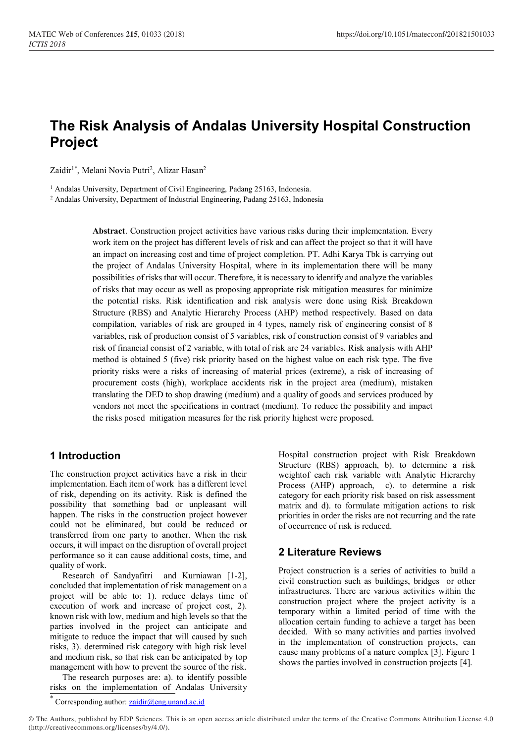# The Risk Analysis of Andalas University Hospital Construction Project

Zaidir[1*], Melani Novia Putri[2], Alizar Hasan[2]

[1] Andalas University, Department of Civil Engineering, Padang 25163, Indonesia.

[2] Andalas University, Department of Industrial Engineering, Padang 25163, Indonesia

**Abstract**. Construction project activities have various risks during their implementation. Every work item on the project has different levels of risk and can affect the project so that it will have an impact on increasing cost and time of project completion. PT. Adhi Karya Tbk is carrying out the project of Andalas University Hospital, where in its implementation there will be many possibilities of risks that will occur. Therefore, it is necessary to identify and analyze the variables of risks that may occur as well as proposing appropriate risk mitigation measures for minimize the potential risks. Risk identification and risk analysis were done using Risk Breakdown Structure (RBS) and Analytic Hierarchy Process (AHP) method respectively. Based on data compilation, variables of risk are grouped in 4 types, namely risk of engineering consist of 8 variables, risk of production consist of 5 variables, risk of construction consist of 9 variables and risk of financial consist of 2 variable, with total of risk are 24 variables. Risk analysis with AHP method is obtained 5 (five) risk priority based on the highest value on each risk type. The five priority risks were a risks of increasing of material prices (extreme), a risk of increasing of procurement costs (high), workplace accidents risk in the project area (medium), mistaken translating the DED to shop drawing (medium) and a quality of goods and services produced by vendors not meet the specifications in contract (medium). To reduce the possibility and impact the risks posed mitigation measures for the risk priority highest were proposed.

## 1 Introduction

The construction project activities have a risk in their implementation. Each item of work has a different level of risk, depending on its activity. Risk is defined the possibility that something bad or unpleasant will happen. The risks in the construction project however could not be eliminated, but could be reduced or transferred from one party to another. When the risk occurs, it will impact on the disruption of overall project performance so it can cause additional costs, time, and quality of work.

Research of Sandyafitri and Kurniawan [1-2], concluded that implementation of risk management on a project will be able to: 1). reduce delays time of execution of work and increase of project cost, 2). known risk with low, medium and high levels so that the parties involved in the project can anticipate and mitigate to reduce the impact that will caused by such risks, 3). determined risk category with high risk level and medium risk, so that risk can be anticipated by top management with how to prevent the source of the risk.

The research purposes are: a). to identify possible risks on the implementation of Andalas University Hospital construction project with Risk Breakdown Structure (RBS) approach, b). to determine a risk weightof each risk variable with Analytic Hierarchy Process (AHP) approach, c). to determine a risk category for each priority risk based on risk assessment matrix and d). to formulate mitigation actions to risk priorities in order the risks are not recurring and the rate of occurrence of risk is reduced.

## 2 Literature Reviews

Project construction is a series of activities to build a civil construction such as buildings, bridges or other infrastructures. There are various activities within the construction project where the project activity is a temporary within a limited period of time with the allocation certain funding to achieve a target has been decided. With so many activities and parties involved in the implementation of construction projects, can cause many problems of a nature complex [3]. Figure 1 shows the parties involved in construction projects [4].

* Corresponding author: zaidir@eng.unand.ac.id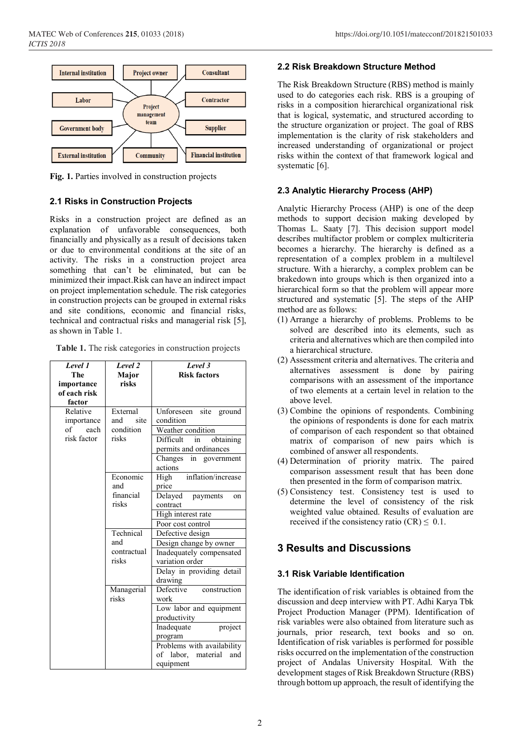Fig. 1. Parties involved in construction projects

### 2.1 Risks in Construction Projects

Risks in a construction project are defined as an explanation of unfavorable consequences, both financially and physically as a result of decisions taken or due to environmental conditions at the site of an activity. The risks in a construction project area something that can't be eliminated, but can be minimized their impact.Risk can have an indirect impact on project implementation schedule. The risk categories in construction projects can be grouped in external risks and site conditions, economic and financial risks, technical and contractual risks and managerial risk [5], as shown in Table 1.

**Table 1.** The risk categories in construction projects

| *Level 1* **The importance of each risk factor** | *Level 2* **Major risks** | *Level 3* **Risk factors** |
|---|---|---|
| Relative importance of each risk factor | External and site condition risks | Unforeseen site ground condition |
| | | Weather condition |
| | | Difficult in obtaining permits and ordinances |
| | | Changes in government actions |
| | Economic and financial risks | High inflation/increase price |
| | | Delayed payments on contract |
| | | High interest rate |
| | | Poor cost control |
| | Technical and contractual risks | Defective design |
| | | Design change by owner |
| | | Inadequately compensated variation order |
| | | Delay in providing detail drawing |
| | Managerial risks | Defective construction work |
| | | Low labor and equipment productivity |
| | | Inadequate project program |
| | | Problems with availability of labor, material and equipment |

### 2.2 Risk Breakdown Structure Method

The Risk Breakdown Structure (RBS) method is mainly used to do categories each risk. RBS is a grouping of risks in a composition hierarchical organizational risk that is logical, systematic, and structured according to the structure organization or project. The goal of RBS implementation is the clarity of risk stakeholders and increased understanding of organizational or project risks within the context of that framework logical and systematic [6].

### 2.3 Analytic Hierarchy Process (AHP)

Analytic Hierarchy Process (AHP) is one of the deep methods to support decision making developed by Thomas L. Saaty [7]. This decision support model describes multifactor problem or complex multicriteria becomes a hierarchy. The hierarchy is defined as a representation of a complex problem in a multilevel structure. With a hierarchy, a complex problem can be brakedown into groups which is then organized into a hierarchical form so that the problem will appear more structured and systematic [5]. The steps of the AHP method are as follows:

(1) Arrange a hierarchy of problems. Problems to be solved are described into its elements, such as criteria and alternatives which are then compiled into a hierarchical structure.
(2) Assessment criteria and alternatives. The criteria and alternatives assessment is done by pairing comparisons with an assessment of the importance of two elements at a certain level in relation to the above level.
(3) Combine the opinions of respondents. Combining the opinions of respondents is done for each matrix of comparison of each respondent so that obtained matrix of comparison of new pairs which is combined of answer all respondents.
(4) Determination of priority matrix. The paired comparison assessment result that has been done then presented in the form of comparison matrix.
(5) Consistency test. Consistency test is used to determine the level of consistency of the risk weighted value obtained. Results of evaluation are received if the consistency ratio (CR) $\leq$ 0.1.

## 3 Results and Discussions

### 3.1 Risk Variable Identification

The identification of risk variables is obtained from the discussion and deep interview with PT. Adhi Karya Tbk Project Production Manager (PPM). Identification of risk variables were also obtained from literature such as journals, prior research, text books and so on. Identification of risk variables is performed for possible risks occurred on the implementation of the construction project of Andalas University Hospital. With the development stages of Risk Breakdown Structure (RBS) through bottom up approach, the result of identifying the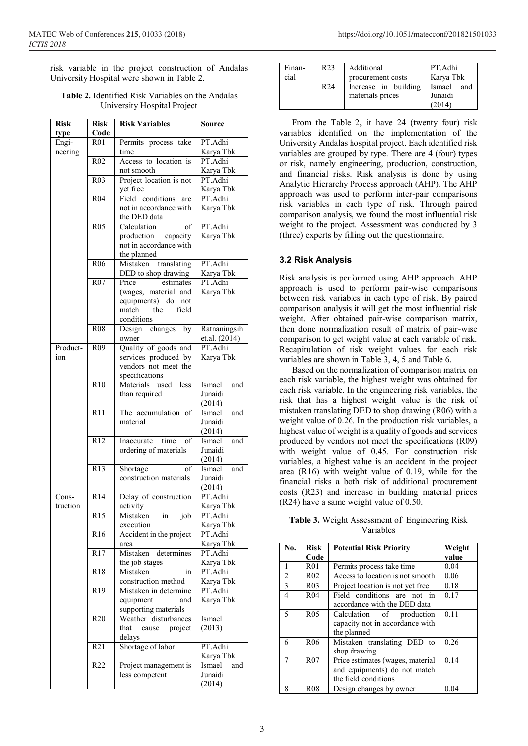risk variable in the project construction of Andalas University Hospital were shown in Table 2.

**Table 2.** Identified Risk Variables on the Andalas University Hospital Project

| Risk type | Risk Code | Risk Variables | Source |
|---|---|---|---|
| Engineering | R01 | Permits process take time | PT.Adhi Karya Tbk |
| | R02 | Access to location is not smooth | PT.Adhi Karya Tbk |
| | R03 | Project location is not yet free | PT.Adhi Karya Tbk |
| | R04 | Field conditions are not in accordance with the DED data | PT.Adhi Karya Tbk |
| | R05 | Calculation of production capacity not in accordance with the planned | PT.Adhi Karya Tbk |
| | R06 | Mistaken translating DED to shop drawing | PT.Adhi Karya Tbk |
| | R07 | Price estimates (wages, material and equipments) do not match the field conditions | PT.Adhi Karya Tbk |
| | R08 | Design changes by owner | Ratnaningsih et.al. (2014) |
| Production | R09 | Quality of goods and services produced by vendors not meet the specifications | PT.Adhi Karya Tbk |
| | R10 | Materials used less than required | Ismael and Junaidi (2014) |
| | R11 | The accumulation of material | Ismael and Junaidi (2014) |
| | R12 | Inaccurate time of ordering of materials | Ismael and Junaidi (2014) |
| | R13 | Shortage of construction materials | Ismael and Junaidi (2014) |
| Construction | R14 | Delay of construction activity | PT.Adhi Karya Tbk |
| | R15 | Mistaken in job execution | PT.Adhi Karya Tbk |
| | R16 | Accident in the project area | PT.Adhi Karya Tbk |
| | R17 | Mistaken determines the job stages | PT.Adhi Karya Tbk |
| | R18 | Mistaken in construction method | PT.Adhi Karya Tbk |
| | R19 | Mistaken in determine equipment and supporting materials | PT.Adhi Karya Tbk |
| | R20 | Weather disturbances that cause project delays | Ismael (2013) |
| | R21 | Shortage of labor | PT.Adhi Karya Tbk |
| | R22 | Project management is less competent | Ismael and Junaidi (2014) |
| Financial | R23 | Additional procurement costs | PT.Adhi Karya Tbk |
| | R24 | Increase in building materials prices | Ismael and Junaidi (2014) |

From the Table 2, it have 24 (twenty four) risk variables identified on the implementation of the University Andalas hospital project. Each identified risk variables are grouped by type. There are 4 (four) types or risk, namely engineering, production, construction, and financial risks. Risk analysis is done by using Analytic Hierarchy Process approach (AHP). The AHP approach was used to perform inter-pair comparisons risk variables in each type of risk. Through paired comparison analysis, we found the most influential risk weight to the project. Assessment was conducted by 3 (three) experts by filling out the questionnaire.

### 3.2 Risk Analysis

Risk analysis is performed using AHP approach. AHP approach is used to perform pair-wise comparisons between risk variables in each type of risk. By paired comparison analysis it will get the most influential risk weight. After obtained pair-wise comparison matrix, then done normalization result of matrix of pair-wise comparison to get weight value at each variable of risk. Recapitulation of risk weight values for each risk variables are shown in Table 3, 4, 5 and Table 6.

Based on the normalization of comparison matrix on each risk variable, the highest weight was obtained for each risk variable. In the engineering risk variables, the risk that has a highest weight value is the risk of mistaken translating DED to shop drawing (R06) with a weight value of 0.26. In the production risk variables, a highest value of weight is a quality of goods and services produced by vendors not meet the specifications (R09) with weight value of 0.45. For construction risk variables, a highest value is an accident in the project area (R16) with weight value of 0.19, while for the financial risks a both risk of additional procurement costs (R23) and increase in building material prices (R24) have a same weight value of 0.50.

**Table 3.** Weight Assessment of Engineering Risk Variables

| No. | Risk Code | Potential Risk Priority | Weight value |
|---|---|---|---|
| 1 | R01 | Permits process take time | 0.04 |
| 2 | R02 | Access to location is not smooth | 0.06 |
| 3 | R03 | Project location is not yet free | 0.18 |
| 4 | R04 | Field conditions are not in accordance with the DED data | 0.17 |
| 5 | R05 | Calculation of production capacity not in accordance with the planned | 0.11 |
| 6 | R06 | Mistaken translating DED to shop drawing | 0.26 |
| 7 | R07 | Price estimates (wages, material and equipments) do not match the field conditions | 0.14 |
| 8 | R08 | Design changes by owner | 0.04 |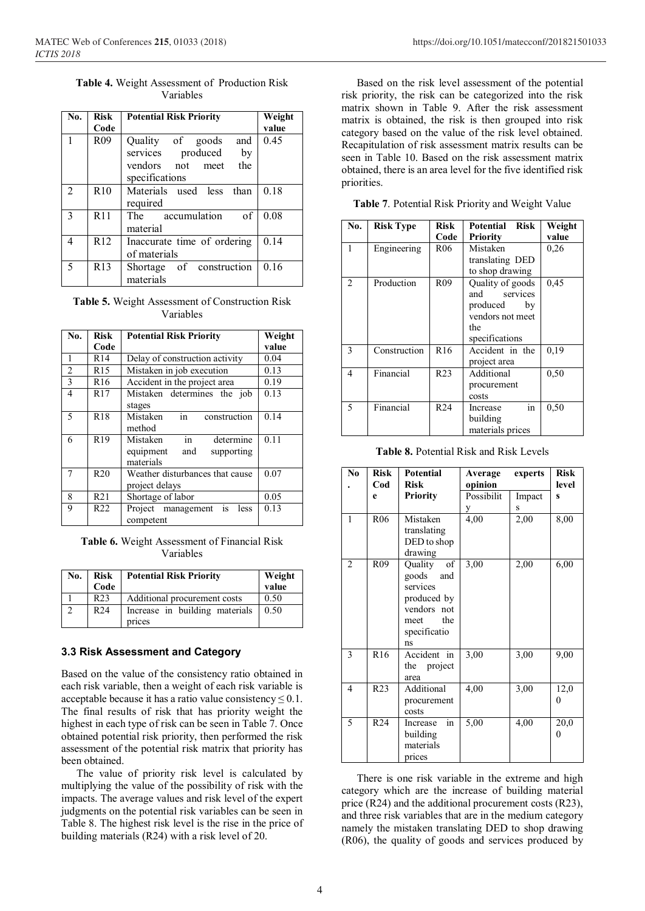**Table 4.** Weight Assessment of Production Risk Variables

| No. | Risk Code | Potential Risk Priority | Weight value |
|---|---|---|---|
| 1 | R09 | Quality of goods and services produced by vendors not meet the specifications | 0.45 |
| 2 | R10 | Materials used less than required | 0.18 |
| 3 | R11 | The accumulation of material | 0.08 |
| 4 | R12 | Inaccurate time of ordering of materials | 0.14 |
| 5 | R13 | Shortage of construction materials | 0.16 |

**Table 5.** Weight Assessment of Construction Risk Variables

| No. | Risk Code | Potential Risk Priority | Weight value |
|---|---|---|---|
| 1 | R14 | Delay of construction activity | 0.04 |
| 2 | R15 | Mistaken in job execution | 0.13 |
| 3 | R16 | Accident in the project area | 0.19 |
| 4 | R17 | Mistaken determines the job stages | 0.13 |
| 5 | R18 | Mistaken in construction method | 0.14 |
| 6 | R19 | Mistaken in determine equipment and supporting materials | 0.11 |
| 7 | R20 | Weather disturbances that cause project delays | 0.07 |
| 8 | R21 | Shortage of labor | 0.05 |
| 9 | R22 | Project management is less competent | 0.13 |

**Table 6.** Weight Assessment of Financial Risk Variables

| No. | Risk Code | Potential Risk Priority | Weight value |
|---|---|---|---|
| 1 | R23 | Additional procurement costs | 0.50 |
| 2 | R24 | Increase in building materials prices | 0.50 |

### 3.3 Risk Assessment and Category

Based on the value of the consistency ratio obtained in each risk variable, then a weight of each risk variable is acceptable because it has a ratio value consistency $\leq 0.1$. The final results of risk that has priority weight the highest in each type of risk can be seen in Table 7. Once obtained potential risk priority, then performed the risk assessment of the potential risk matrix that priority has been obtained.

The value of priority risk level is calculated by multiplying the value of the possibility of risk with the impacts. The average values and risk level of the expert judgments on the potential risk variables can be seen in Table 8. The highest risk level is the rise in the price of building materials (R24) with a risk level of 20.

Based on the risk level assessment of the potential risk priority, the risk can be categorized into the risk matrix shown in Table 9. After the risk assessment matrix is obtained, the risk is then grouped into risk category based on the value of the risk level obtained. Recapitulation of risk assessment matrix results can be seen in Table 10. Based on the risk assessment matrix obtained, there is an area level for the five identified risk priorities.

**Table 7**. Potential Risk Priority and Weight Value

| No. | Risk Type | Risk Code | Potential Risk Priority | Weight value |
|---|---|---|---|---|
| 1 | Engineering | R06 | Mistaken translating DED to shop drawing | 0,26 |
| 2 | Production | R09 | Quality of goods and services produced by vendors not meet the specifications | 0,45 |
| 3 | Construction | R16 | Accident in the project area | 0,19 |
| 4 | Financial | R23 | Additional procurement costs | 0,50 |
| 5 | Financial | R24 | Increase in building materials prices | 0,50 |

**Table 8.** Potential Risk and Risk Levels

| No. | Risk Code | Potential Risk Priority | Average experts opinion | | Risk levels |
|---|---|---|---|---|---|
| | | | Possibility | Impacts | |
| 1 | R06 | Mistaken translating DED to shop drawing | 4,00 | 2,00 | 8,00 |
| 2 | R09 | Quality of goods and services produced by vendors not meet the specifications | 3,00 | 2,00 | 6,00 |
| 3 | R16 | Accident in the project area | 3,00 | 3,00 | 9,00 |
| 4 | R23 | Additional procurement costs | 4,00 | 3,00 | 12,00 |
| 5 | R24 | Increase in building materials prices | 5,00 | 4,00 | 20,00 |

There is one risk variable in the extreme and high category which are the increase of building material price (R24) and the additional procurement costs (R23), and three risk variables that are in the medium category namely the mistaken translating DED to shop drawing (R06), the quality of goods and services produced by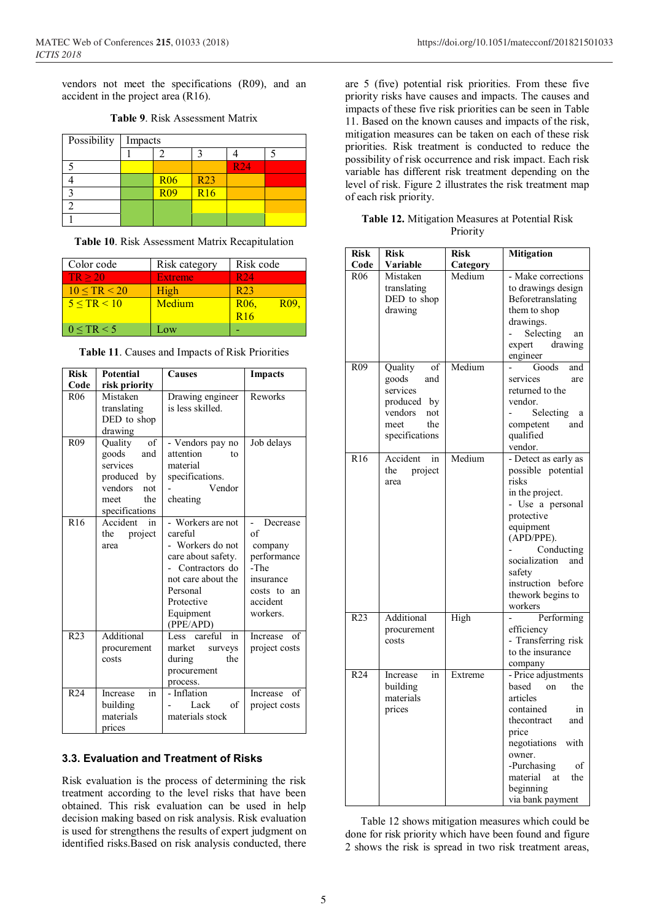vendors not meet the specifications (R09), and an accident in the project area (R16).

**Table 9**. Risk Assessment Matrix

| Possibility | Impacts | | | | |
|---|---|---|---|---|---|
| | 1 | 2 | 3 | 4 | 5 |
| 5 | | | | R24 | |
| 4 | | R06 | R23 | | |
| 3 | | R09 | R16 | | |
| 2 | | | | | |
| 1 | | | | | |

**Table 10**. Risk Assessment Matrix Recapitulation

| Color code | Risk category | Risk code |
|---|---|---|
| TR ≥ 20 | Extreme | R24 |
| 10 ≤ TR < 20 | High | R23 |
| 5 ≤ TR < 10 | Medium | R06, R09, R16 |
| 0 ≤ TR < 5 | Low | - |

**Table 11**. Causes and Impacts of Risk Priorities

| Risk Code | Potential risk priority | Causes | Impacts |
|---|---|---|---|
| R06 | Mistaken translating DED to shop drawing | Drawing engineer is less skilled. | Reworks |
| R09 | Quality of goods and services produced by vendors not meet the specifications | - Vendors pay no attention to material specifications. - Vendor cheating | Job delays |
| R16 | Accident in the project area | - Workers are not careful - Workers do not care about safety. - Contractors do not care about the Personal Protective Equipment (PPE/APD) | - Decrease of company performance -The insurance costs to an accident workers. |
| R23 | Additional procurement costs | Less careful in market surveys during the procurement process. | Increase of project costs |
| R24 | Increase in building materials prices | - Inflation - Lack of materials stock | Increase of project costs |

### 3.3. Evaluation and Treatment of Risks

Risk evaluation is the process of determining the risk treatment according to the level risks that have been obtained. This risk evaluation can be used in help decision making based on risk analysis. Risk evaluation is used for strengthens the results of expert judgment on identified risks.Based on risk analysis conducted, there are 5 (five) potential risk priorities. From these five priority risks have causes and impacts. The causes and impacts of these five risk priorities can be seen in Table 11. Based on the known causes and impacts of the risk, mitigation measures can be taken on each of these risk priorities. Risk treatment is conducted to reduce the possibility of risk occurrence and risk impact. Each risk variable has different risk treatment depending on the level of risk. Figure 2 illustrates the risk treatment map of each risk priority.

**Table 12.** Mitigation Measures at Potential Risk Priority

| Risk Code | Risk Variable | Risk Category | Mitigation |
|---|---|---|---|
| R06 | Mistaken translating DED to shop drawing | Medium | - Make corrections to drawings design Beforetranslating them to shop drawings. - Selecting an expert drawing engineer |
| R09 | Quality of goods and services produced by vendors not meet the specifications | Medium | - Goods and services are returned to the vendor. - Selecting a competent and qualified vendor. |
| R16 | Accident in the project area | Medium | - Detect as early as possible potential risks in the project. - Use a personal protective equipment (APD/PPE). - Conducting socialization and safety instruction before thework begins to workers |
| R23 | Additional procurement costs | High | - Performing efficiency - Transferring risk to the insurance company |
| R24 | Increase in building materials prices | Extreme | - Price adjustments based on the articles contained in thecontract and price negotiations with owner. -Purchasing of material at the beginning via bank payment |

Table 12 shows mitigation measures which could be done for risk priority which have been found and figure 2 shows the risk is spread in two risk treatment areas,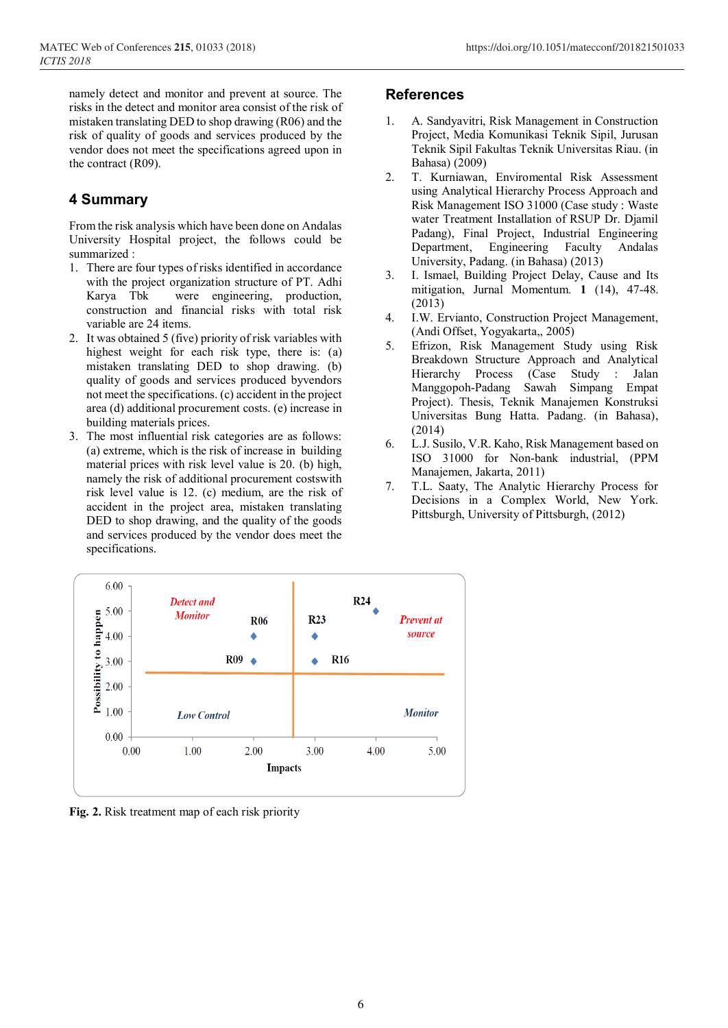namely detect and monitor and prevent at source. The risks in the detect and monitor area consist of the risk of mistaken translating DED to shop drawing (R06) and the risk of quality of goods and services produced by the vendor does not meet the specifications agreed upon in the contract (R09).

## 4 Summary

From the risk analysis which have been done on Andalas University Hospital project, the follows could be summarized :

1. There are four types of risks identified in accordance with the project organization structure of PT. Adhi Karya Tbk were engineering, production, construction and financial risks with total risk variable are 24 items.
2. It was obtained 5 (five) priority of risk variables with highest weight for each risk type, there is: (a) mistaken translating DED to shop drawing. (b) quality of goods and services produced byvendors not meet the specifications. (c) accident in the project area (d) additional procurement costs. (e) increase in building materials prices.
3. The most influential risk categories are as follows: (a) extreme, which is the risk of increase in building material prices with risk level value is 20. (b) high, namely the risk of additional procurement costswith risk level value is 12. (c) medium, are the risk of accident in the project area, mistaken translating DED to shop drawing, and the quality of the goods and services produced by the vendor does meet the specifications.

Possibility to happen
6.00
5.00
4.00
3.00
2.00
1.00
0.00
0.00
1.00
2.00
3.00
4.00
5.00
Impacts
Detect and Monitor
Prevent at source
Low Control
Monitor
R06
R09
R23
R16
R24

**Fig. 2.** Risk treatment map of each risk priority

## References

1. A. Sandyavitri, Risk Management in Construction Project, Media Komunikasi Teknik Sipil, Jurusan Teknik Sipil Fakultas Teknik Universitas Riau. (in Bahasa) (2009)
2. T. Kurniawan, Enviromental Risk Assessment using Analytical Hierarchy Process Approach and Risk Management ISO 31000 (Case study : Waste water Treatment Installation of RSUP Dr. Djamil Padang), Final Project, Industrial Engineering Department, Engineering Faculty Andalas University, Padang. (in Bahasa) (2013)
3. I. Ismael, Building Project Delay, Cause and Its mitigation, Jurnal Momentum. **1** (14), 47-48. (2013)
4. I.W. Ervianto, Construction Project Management, (Andi Offset, Yogyakarta,, 2005)
5. Efrizon, Risk Management Study using Risk Breakdown Structure Approach and Analytical Hierarchy Process (Case Study : Jalan Manggopoh-Padang Sawah Simpang Empat Project). Thesis, Teknik Manajemen Konstruksi Universitas Bung Hatta. Padang. (in Bahasa), (2014)
6. L.J. Susilo, V.R. Kaho, Risk Management based on ISO 31000 for Non-bank industrial, (PPM Manajemen, Jakarta, 2011)
7. T.L. Saaty, The Analytic Hierarchy Process for Decisions in a Complex World, New York. Pittsburgh, University of Pittsburgh, (2012)